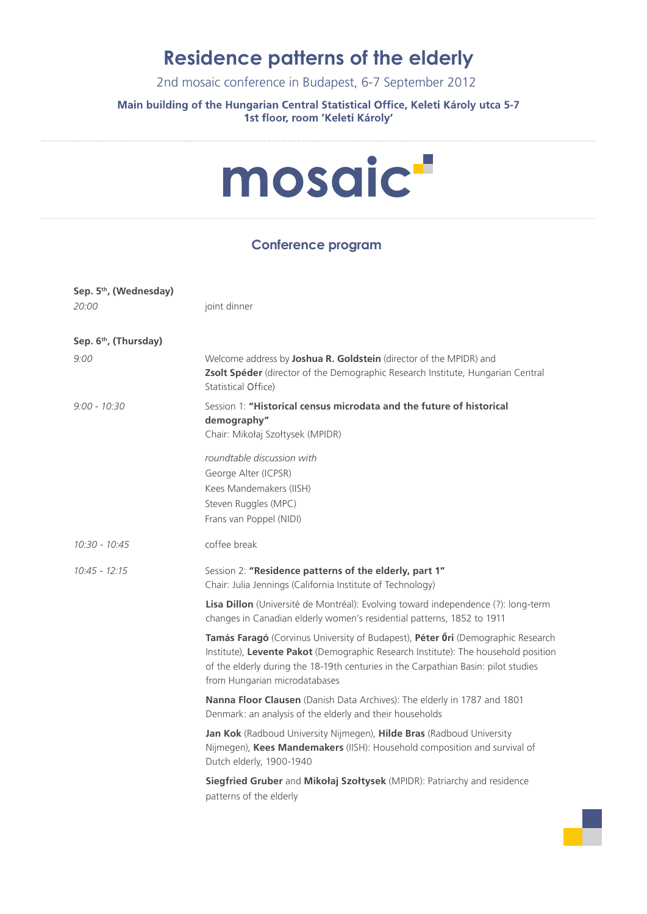# Residence patterns of the elderly

2nd mosaic conference in Budapest, 6-7 September 2012

**Main building of the Hungarian Central Statistical Office, Keleti Károly utca 5-7**
**1st floor, room 'Keleti Károly'**

mosaic

## Conference program

**Sep. 5th, (Wednesday)**

*20:00* joint dinner

**Sep. 6th, (Thursday)**

*9:00* Welcome address by **Joshua R. Goldstein** (director of the MPIDR) and **Zsolt Spéder** (director of the Demographic Research Institute, Hungarian Central Statistical Office)

*9:00 - 10:30* Session 1: **"Historical census microdata and the future of historical demography"**
Chair: Mikołaj Szołtysek (MPIDR)

*roundtable discussion with*
George Alter (ICPSR)
Kees Mandemakers (IISH)
Steven Ruggles (MPC)
Frans van Poppel (NIDI)

*10:30 - 10:45* coffee break

*10:45 - 12:15* Session 2: **"Residence patterns of the elderly, part 1"**
Chair: Julia Jennings (California Institute of Technology)

**Lisa Dillon** (Université de Montréal): Evolving toward independence (?): long-term changes in Canadian elderly women's residential patterns, 1852 to 1911

**Tamás Faragó** (Corvinus University of Budapest), **Péter Őri** (Demographic Research Institute), **Levente Pakot** (Demographic Research Institute): The household position of the elderly during the 18-19th centuries in the Carpathian Basin: pilot studies from Hungarian microdatabases

**Nanna Floor Clausen** (Danish Data Archives): The elderly in 1787 and 1801 Denmark: an analysis of the elderly and their households

**Jan Kok** (Radboud University Nijmegen), **Hilde Bras** (Radboud University Nijmegen), **Kees Mandemakers** (IISH): Household composition and survival of Dutch elderly, 1900-1940

**Siegfried Gruber** and **Mikołaj Szołtysek** (MPIDR): Patriarchy and residence patterns of the elderly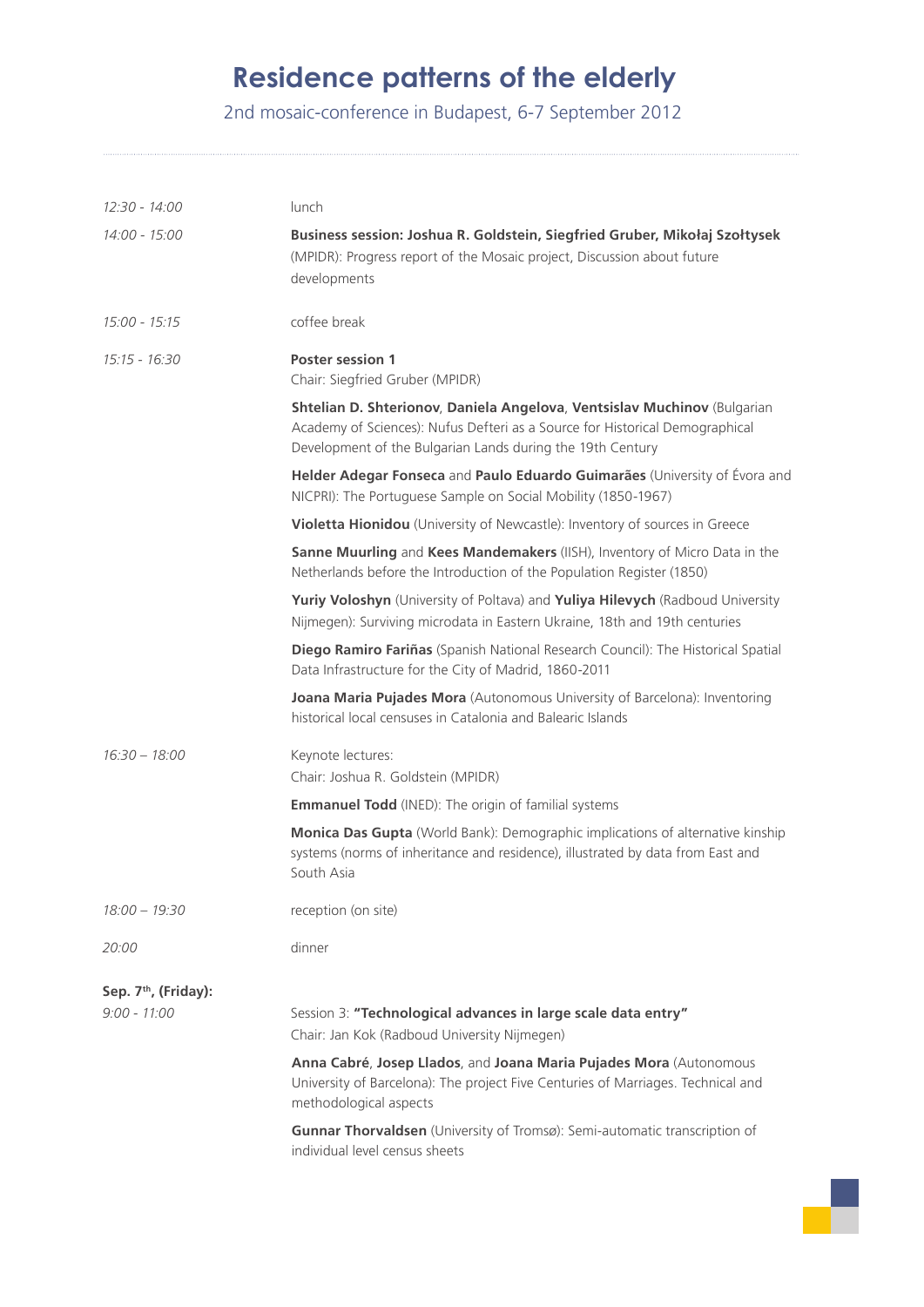# Residence patterns of the elderly

2nd mosaic-conference in Budapest, 6-7 September 2012

*12:30 - 14:00* lunch

*14:00 - 15:00* **Business session: Joshua R. Goldstein, Siegfried Gruber, Mikołaj Szołtysek** (MPIDR): Progress report of the Mosaic project, Discussion about future developments

*15:00 - 15:15* coffee break

*15:15 - 16:30* **Poster session 1**
Chair: Siegfried Gruber (MPIDR)

**Shtelian D. Shterionov**, **Daniela Angelova**, **Ventsislav Muchinov** (Bulgarian Academy of Sciences): Nufus Defteri as a Source for Historical Demographical Development of the Bulgarian Lands during the 19th Century

**Helder Adegar Fonseca** and **Paulo Eduardo Guimarães** (University of Évora and NICPRI): The Portuguese Sample on Social Mobility (1850-1967)

**Violetta Hionidou** (University of Newcastle): Inventory of sources in Greece

**Sanne Muurling** and **Kees Mandemakers** (IISH), Inventory of Micro Data in the Netherlands before the Introduction of the Population Register (1850)

**Yuriy Voloshyn** (University of Poltava) and **Yuliya Hilevych** (Radboud University Nijmegen): Surviving microdata in Eastern Ukraine, 18th and 19th centuries

**Diego Ramiro Fariñas** (Spanish National Research Council): The Historical Spatial Data Infrastructure for the City of Madrid, 1860-2011

**Joana Maria Pujades Mora** (Autonomous University of Barcelona): Inventoring historical local censuses in Catalonia and Balearic Islands

*16:30 – 18:00* Keynote lectures:
Chair: Joshua R. Goldstein (MPIDR)

**Emmanuel Todd** (INED): The origin of familial systems

**Monica Das Gupta** (World Bank): Demographic implications of alternative kinship systems (norms of inheritance and residence), illustrated by data from East and South Asia

*18:00 – 19:30* reception (on site)

*20:00* dinner

**Sep. 7th, (Friday):**

*9:00 - 11:00* Session 3: **"Technological advances in large scale data entry"**
Chair: Jan Kok (Radboud University Nijmegen)

**Anna Cabré**, **Josep Llados**, and **Joana Maria Pujades Mora** (Autonomous University of Barcelona): The project Five Centuries of Marriages. Technical and methodological aspects

**Gunnar Thorvaldsen** (University of Tromsø): Semi-automatic transcription of individual level census sheets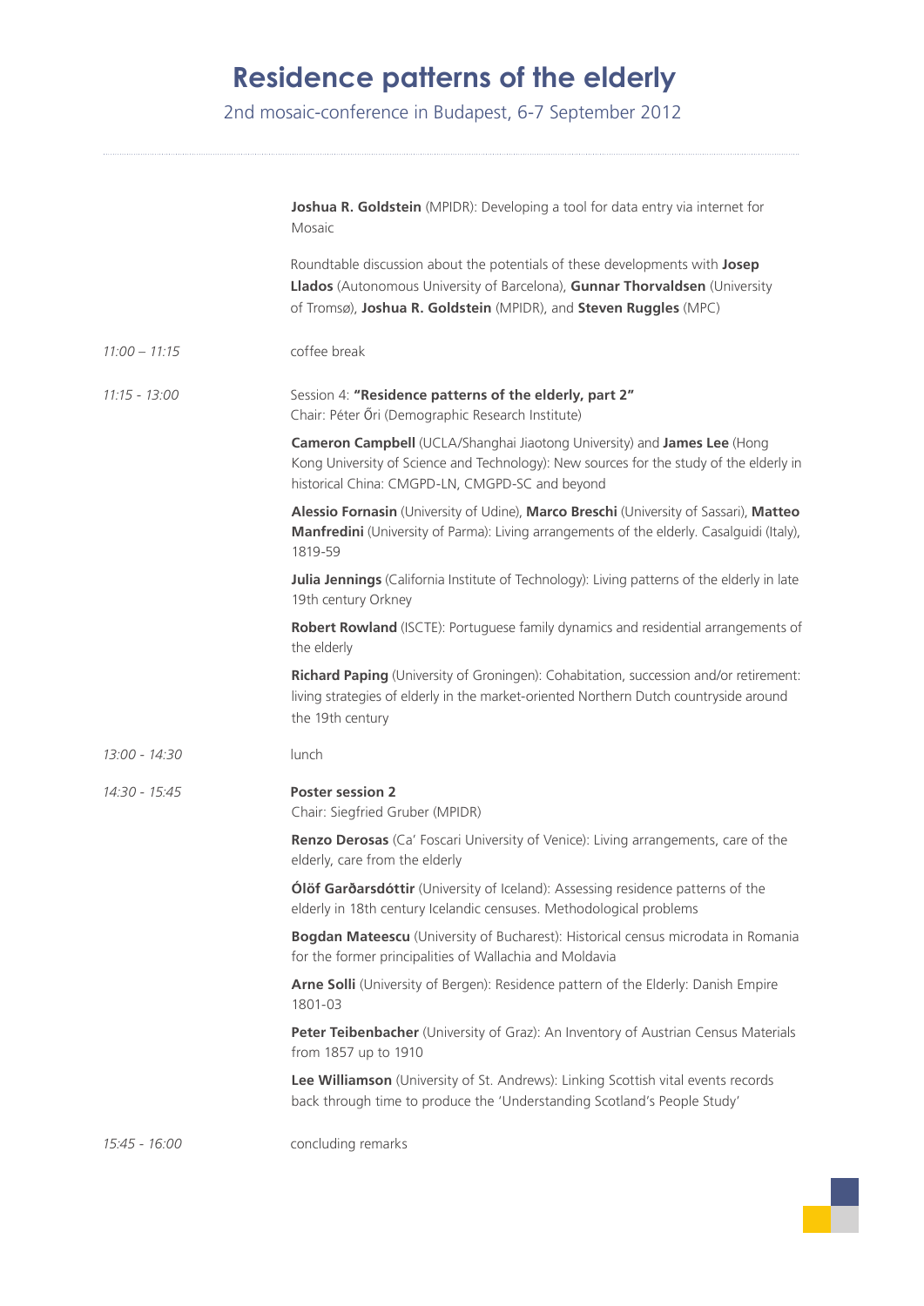# Residence patterns of the elderly

2nd mosaic-conference in Budapest, 6-7 September 2012

| | |
|---|---|
| | **Joshua R. Goldstein** (MPIDR): Developing a tool for data entry via internet for Mosaic |
| | Roundtable discussion about the potentials of these developments with **Josep Llados** (Autonomous University of Barcelona), **Gunnar Thorvaldsen** (University of Tromsø), **Joshua R. Goldstein** (MPIDR), and **Steven Ruggles** (MPC) |
| *11:00 – 11:15* | coffee break |
| *11:15 - 13:00* | Session 4: **"Residence patterns of the elderly, part 2"**<br>Chair: Péter Őri (Demographic Research Institute) |
| | **Cameron Campbell** (UCLA/Shanghai Jiaotong University) and **James Lee** (Hong Kong University of Science and Technology): New sources for the study of the elderly in historical China: CMGPD-LN, CMGPD-SC and beyond |
| | **Alessio Fornasin** (University of Udine), **Marco Breschi** (University of Sassari), **Matteo Manfredini** (University of Parma): Living arrangements of the elderly. Casalguidi (Italy), 1819-59 |
| | **Julia Jennings** (California Institute of Technology): Living patterns of the elderly in late 19th century Orkney |
| | **Robert Rowland** (ISCTE): Portuguese family dynamics and residential arrangements of the elderly |
| | **Richard Paping** (University of Groningen): Cohabitation, succession and/or retirement: living strategies of elderly in the market-oriented Northern Dutch countryside around the 19th century |
| *13:00 - 14:30* | lunch |
| *14:30 - 15:45* | **Poster session 2**<br>Chair: Siegfried Gruber (MPIDR) |
| | **Renzo Derosas** (Ca' Foscari University of Venice): Living arrangements, care of the elderly, care from the elderly |
| | **Ólöf Garðarsdóttir** (University of Iceland): Assessing residence patterns of the elderly in 18th century Icelandic censuses. Methodological problems |
| | **Bogdan Mateescu** (University of Bucharest): Historical census microdata in Romania for the former principalities of Wallachia and Moldavia |
| | **Arne Solli** (University of Bergen): Residence pattern of the Elderly: Danish Empire 1801-03 |
| | **Peter Teibenbacher** (University of Graz): An Inventory of Austrian Census Materials from 1857 up to 1910 |
| | **Lee Williamson** (University of St. Andrews): Linking Scottish vital events records back through time to produce the 'Understanding Scotland's People Study' |
| *15:45 - 16:00* | concluding remarks |